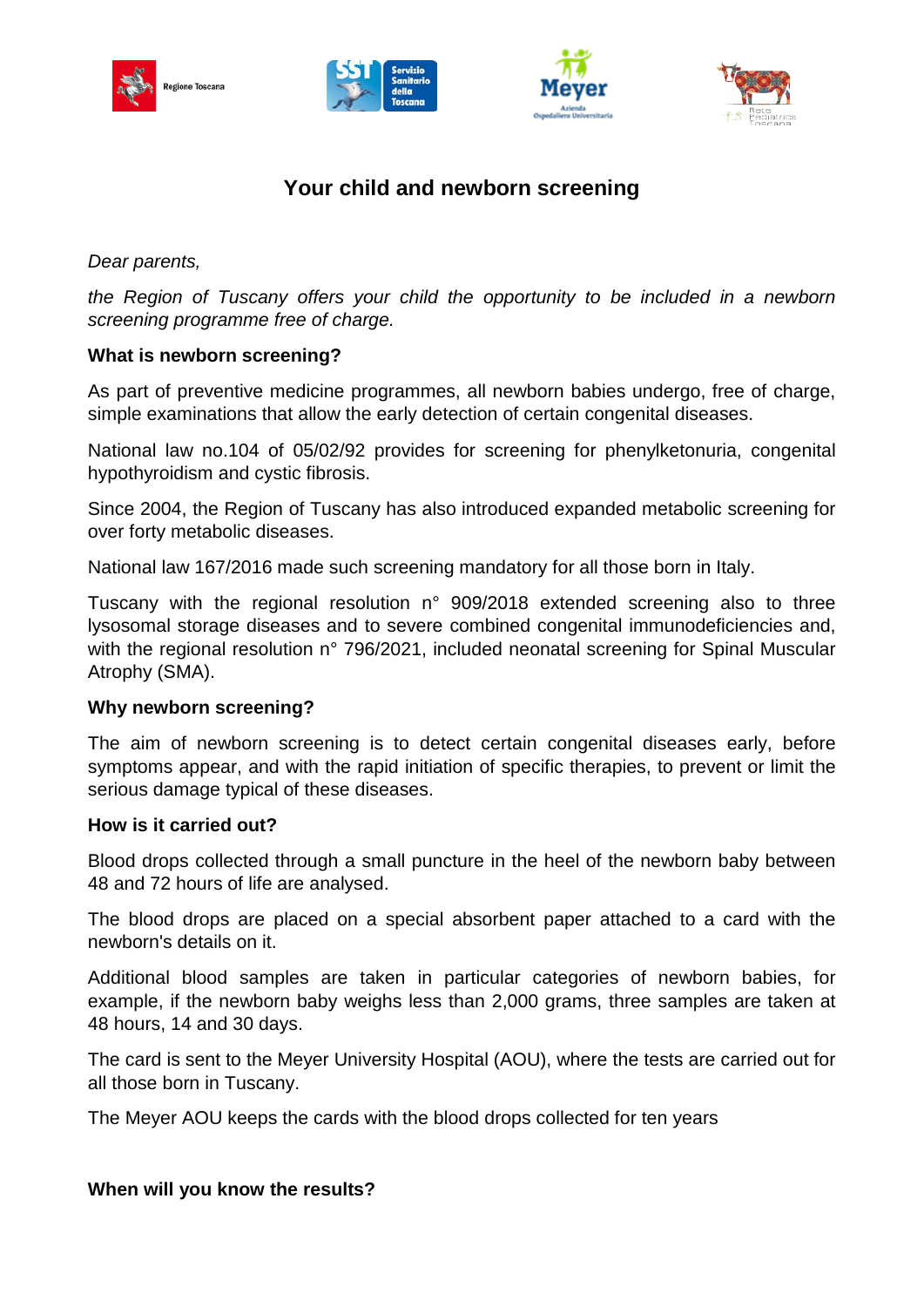# Your child and newborn screening

*Dear parents,*

*the Region of Tuscany offers your child the opportunity to be included in a newborn screening programme free of charge.*

**What is newborn screening?**

As part of preventive medicine programmes, all newborn babies undergo, free of charge, simple examinations that allow the early detection of certain congenital diseases.

National law no.104 of 05/02/92 provides for screening for phenylketonuria, congenital hypothyroidism and cystic fibrosis.

Since 2004, the Region of Tuscany has also introduced expanded metabolic screening for over forty metabolic diseases.

National law 167/2016 made such screening mandatory for all those born in Italy.

Tuscany with the regional resolution n° 909/2018 extended screening also to three lysosomal storage diseases and to severe combined congenital immunodeficiencies and, with the regional resolution n° 796/2021, included neonatal screening for Spinal Muscular Atrophy (SMA).

**Why newborn screening?**

The aim of newborn screening is to detect certain congenital diseases early, before symptoms appear, and with the rapid initiation of specific therapies, to prevent or limit the serious damage typical of these diseases.

**How is it carried out?**

Blood drops collected through a small puncture in the heel of the newborn baby between 48 and 72 hours of life are analysed.

The blood drops are placed on a special absorbent paper attached to a card with the newborn's details on it.

Additional blood samples are taken in particular categories of newborn babies, for example, if the newborn baby weighs less than 2,000 grams, three samples are taken at 48 hours, 14 and 30 days.

The card is sent to the Meyer University Hospital (AOU), where the tests are carried out for all those born in Tuscany.

The Meyer AOU keeps the cards with the blood drops collected for ten years

**When will you know the results?**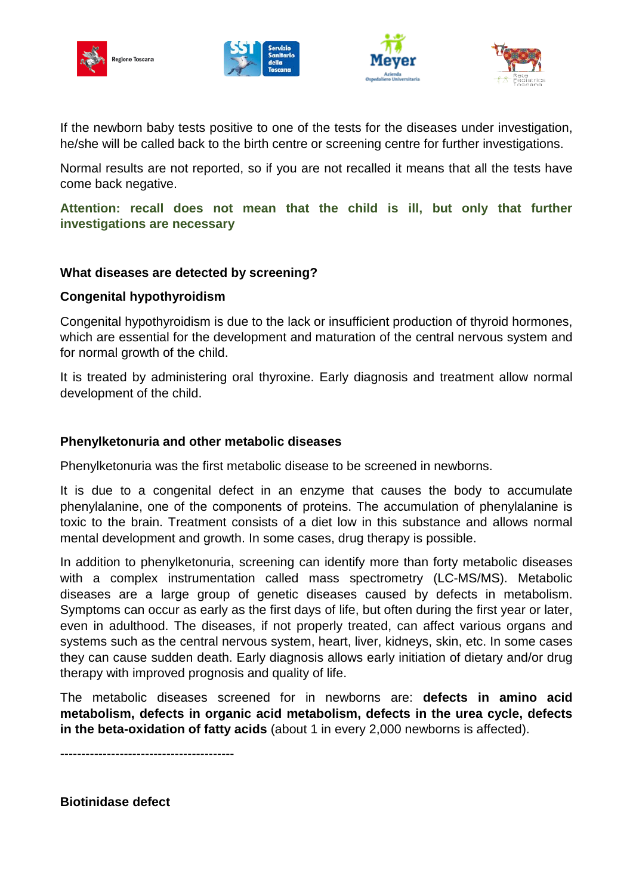If the newborn baby tests positive to one of the tests for the diseases under investigation, he/she will be called back to the birth centre or screening centre for further investigations.

Normal results are not reported, so if you are not recalled it means that all the tests have come back negative.

**Attention: recall does not mean that the child is ill, but only that further investigations are necessary**

**What diseases are detected by screening?**

**Congenital hypothyroidism**

Congenital hypothyroidism is due to the lack or insufficient production of thyroid hormones, which are essential for the development and maturation of the central nervous system and for normal growth of the child.

It is treated by administering oral thyroxine. Early diagnosis and treatment allow normal development of the child.

**Phenylketonuria and other metabolic diseases**

Phenylketonuria was the first metabolic disease to be screened in newborns.

It is due to a congenital defect in an enzyme that causes the body to accumulate phenylalanine, one of the components of proteins. The accumulation of phenylalanine is toxic to the brain. Treatment consists of a diet low in this substance and allows normal mental development and growth. In some cases, drug therapy is possible.

In addition to phenylketonuria, screening can identify more than forty metabolic diseases with a complex instrumentation called mass spectrometry (LC-MS/MS). Metabolic diseases are a large group of genetic diseases caused by defects in metabolism. Symptoms can occur as early as the first days of life, but often during the first year or later, even in adulthood. The diseases, if not properly treated, can affect various organs and systems such as the central nervous system, heart, liver, kidneys, skin, etc. In some cases they can cause sudden death. Early diagnosis allows early initiation of dietary and/or drug therapy with improved prognosis and quality of life.

The metabolic diseases screened for in newborns are: **defects in amino acid metabolism, defects in organic acid metabolism, defects in the urea cycle, defects in the beta-oxidation of fatty acids** (about 1 in every 2,000 newborns is affected).

-----------------------------------------

**Biotinidase defect**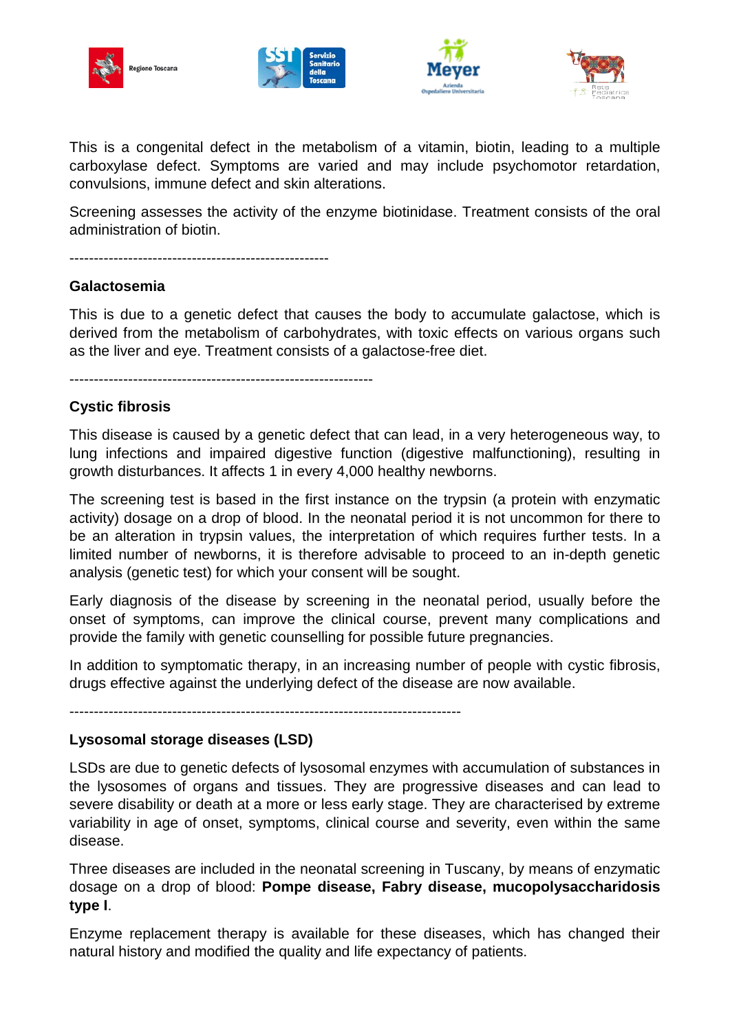This is a congenital defect in the metabolism of a vitamin, biotin, leading to a multiple carboxylase defect. Symptoms are varied and may include psychomotor retardation, convulsions, immune defect and skin alterations.

Screening assesses the activity of the enzyme biotinidase. Treatment consists of the oral administration of biotin.

-----------------------------------------------------

**Galactosemia**

This is due to a genetic defect that causes the body to accumulate galactose, which is derived from the metabolism of carbohydrates, with toxic effects on various organs such as the liver and eye. Treatment consists of a galactose-free diet.

--------------------------------------------------------------

**Cystic fibrosis**

This disease is caused by a genetic defect that can lead, in a very heterogeneous way, to lung infections and impaired digestive function (digestive malfunctioning), resulting in growth disturbances. It affects 1 in every 4,000 healthy newborns.

The screening test is based in the first instance on the trypsin (a protein with enzymatic activity) dosage on a drop of blood. In the neonatal period it is not uncommon for there to be an alteration in trypsin values, the interpretation of which requires further tests. In a limited number of newborns, it is therefore advisable to proceed to an in-depth genetic analysis (genetic test) for which your consent will be sought.

Early diagnosis of the disease by screening in the neonatal period, usually before the onset of symptoms, can improve the clinical course, prevent many complications and provide the family with genetic counselling for possible future pregnancies.

In addition to symptomatic therapy, in an increasing number of people with cystic fibrosis, drugs effective against the underlying defect of the disease are now available.

--------------------------------------------------------------------------------

**Lysosomal storage diseases (LSD)**

LSDs are due to genetic defects of lysosomal enzymes with accumulation of substances in the lysosomes of organs and tissues. They are progressive diseases and can lead to severe disability or death at a more or less early stage. They are characterised by extreme variability in age of onset, symptoms, clinical course and severity, even within the same disease.

Three diseases are included in the neonatal screening in Tuscany, by means of enzymatic dosage on a drop of blood: **Pompe disease, Fabry disease, mucopolysaccharidosis type I**.

Enzyme replacement therapy is available for these diseases, which has changed their natural history and modified the quality and life expectancy of patients.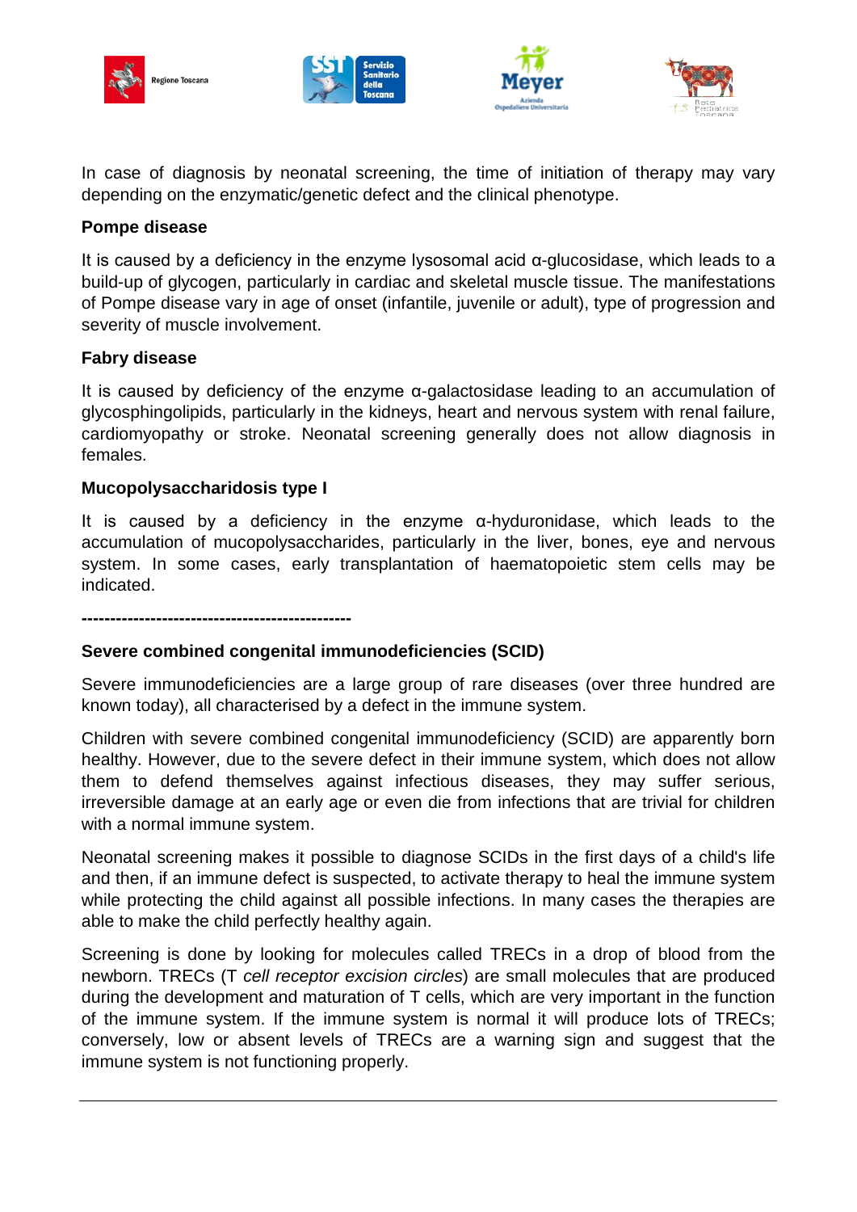In case of diagnosis by neonatal screening, the time of initiation of therapy may vary depending on the enzymatic/genetic defect and the clinical phenotype.

**Pompe disease**

It is caused by a deficiency in the enzyme lysosomal acid α-glucosidase, which leads to a build-up of glycogen, particularly in cardiac and skeletal muscle tissue. The manifestations of Pompe disease vary in age of onset (infantile, juvenile or adult), type of progression and severity of muscle involvement.

**Fabry disease**

It is caused by deficiency of the enzyme α-galactosidase leading to an accumulation of glycosphingolipids, particularly in the kidneys, heart and nervous system with renal failure, cardiomyopathy or stroke. Neonatal screening generally does not allow diagnosis in females.

**Mucopolysaccharidosis type I**

It is caused by a deficiency in the enzyme α-hyduronidase, which leads to the accumulation of mucopolysaccharides, particularly in the liver, bones, eye and nervous system. In some cases, early transplantation of haematopoietic stem cells may be indicated.

**-----------------------------------------------**

**Severe combined congenital immunodeficiencies (SCID)**

Severe immunodeficiencies are a large group of rare diseases (over three hundred are known today), all characterised by a defect in the immune system.

Children with severe combined congenital immunodeficiency (SCID) are apparently born healthy. However, due to the severe defect in their immune system, which does not allow them to defend themselves against infectious diseases, they may suffer serious, irreversible damage at an early age or even die from infections that are trivial for children with a normal immune system.

Neonatal screening makes it possible to diagnose SCIDs in the first days of a child's life and then, if an immune defect is suspected, to activate therapy to heal the immune system while protecting the child against all possible infections. In many cases the therapies are able to make the child perfectly healthy again.

Screening is done by looking for molecules called TRECs in a drop of blood from the newborn. TRECs (T *cell receptor excision circles*) are small molecules that are produced during the development and maturation of T cells, which are very important in the function of the immune system. If the immune system is normal it will produce lots of TRECs; conversely, low or absent levels of TRECs are a warning sign and suggest that the immune system is not functioning properly.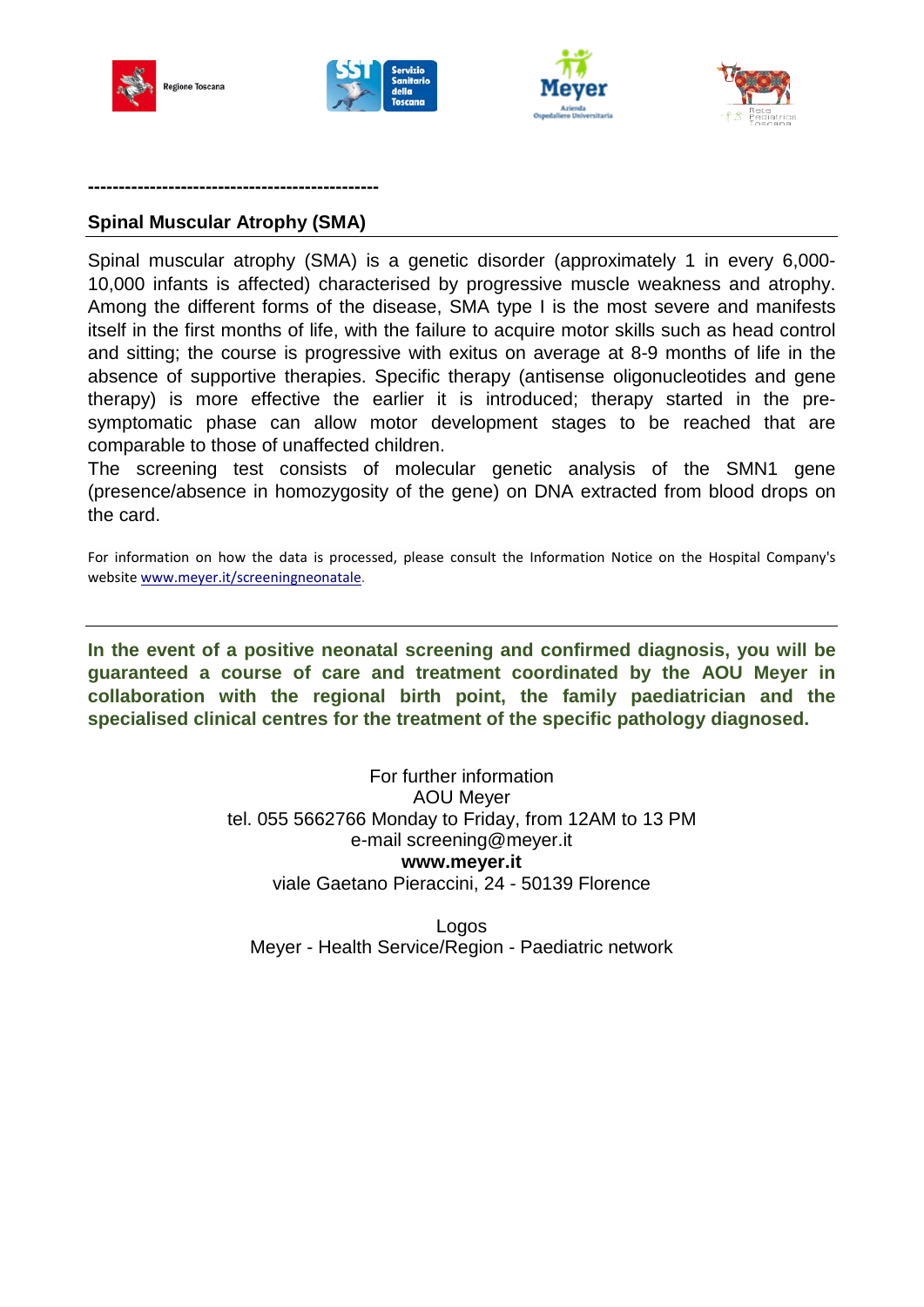------------------------------------------------

## Spinal Muscular Atrophy (SMA)

Spinal muscular atrophy (SMA) is a genetic disorder (approximately 1 in every 6,000-10,000 infants is affected) characterised by progressive muscle weakness and atrophy. Among the different forms of the disease, SMA type I is the most severe and manifests itself in the first months of life, with the failure to acquire motor skills such as head control and sitting; the course is progressive with exitus on average at 8-9 months of life in the absence of supportive therapies. Specific therapy (antisense oligonucleotides and gene therapy) is more effective the earlier it is introduced; therapy started in the pre-symptomatic phase can allow motor development stages to be reached that are comparable to those of unaffected children.

The screening test consists of molecular genetic analysis of the SMN1 gene (presence/absence in homozygosity of the gene) on DNA extracted from blood drops on the card.

For information on how the data is processed, please consult the Information Notice on the Hospital Company's website www.meyer.it/screeningneonatale.

---

**In the event of a positive neonatal screening and confirmed diagnosis, you will be guaranteed a course of care and treatment coordinated by the AOU Meyer in collaboration with the regional birth point, the family paediatrician and the specialised clinical centres for the treatment of the specific pathology diagnosed.**

For further information
AOU Meyer
tel. 055 5662766 Monday to Friday, from 12AM to 13 PM
e-mail screening@meyer.it
**www.meyer.it**
viale Gaetano Pieraccini, 24 - 50139 Florence

Logos
Meyer - Health Service/Region - Paediatric network